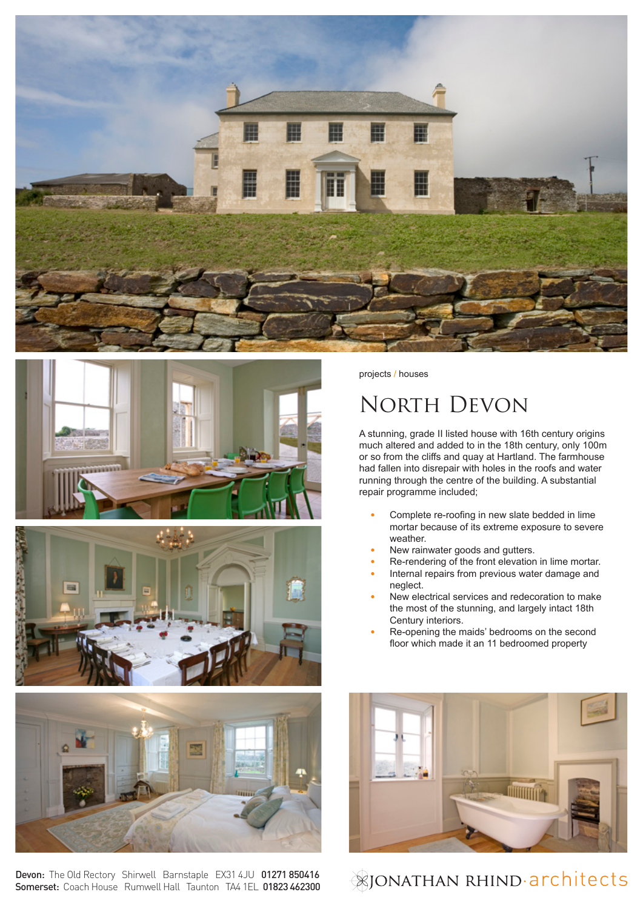projects / houses

# North Devon

A stunning, grade II listed house with 16th century origins much altered and added to in the 18th century, only 100m or so from the cliffs and quay at Hartland. The farmhouse had fallen into disrepair with holes in the roofs and water running through the centre of the building. A substantial repair programme included;

- Complete re-roofing in new slate bedded in lime mortar because of its extreme exposure to severe weather.
- New rainwater goods and gutters.
- Re-rendering of the front elevation in lime mortar.
- Internal repairs from previous water damage and neglect.
- New electrical services and redecoration to make the most of the stunning, and largely intact 18th Century interiors.
- Re-opening the maids' bedrooms on the second floor which made it an 11 bedroomed property

**Devon:** The Old Rectory Shirwell Barnstaple EX31 4JU **01271 850416**
**Somerset:** Coach House Rumwell Hall Taunton TA4 1EL **01823 462300**

JONATHAN RHIND·architects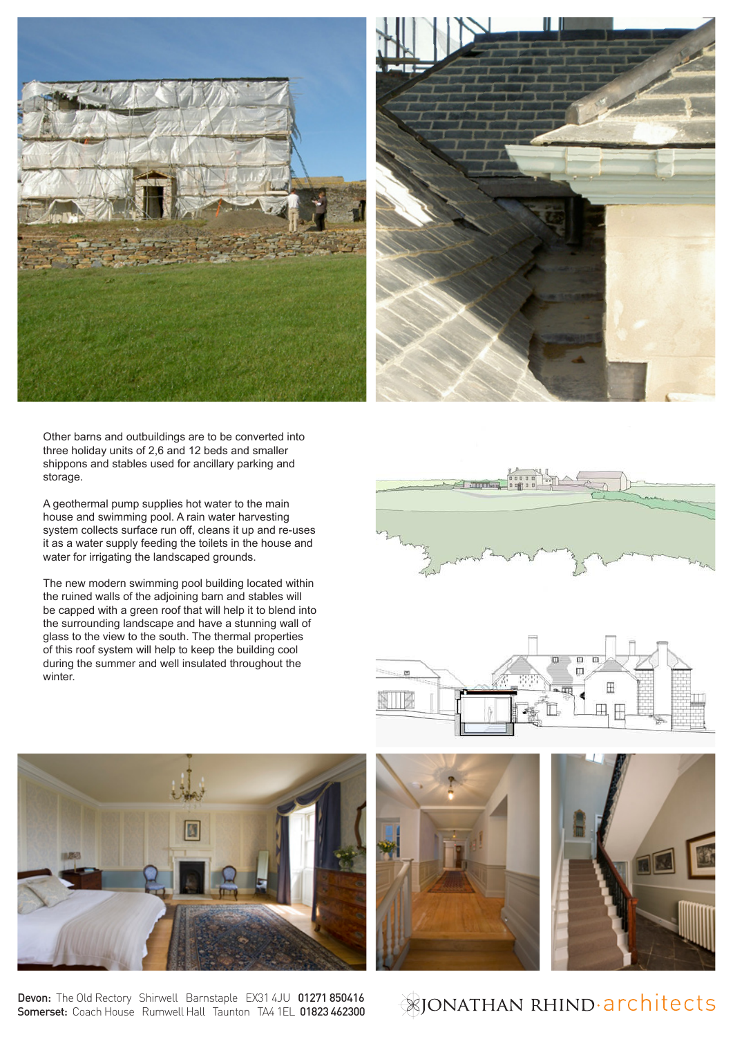Other barns and outbuildings are to be converted into three holiday units of 2,6 and 12 beds and smaller shippons and stables used for ancillary parking and storage.

A geothermal pump supplies hot water to the main house and swimming pool. A rain water harvesting system collects surface run off, cleans it up and re-uses it as a water supply feeding the toilets in the house and water for irrigating the landscaped grounds.

The new modern swimming pool building located within the ruined walls of the adjoining barn and stables will be capped with a green roof that will help it to blend into the surrounding landscape and have a stunning wall of glass to the view to the south. The thermal properties of this roof system will help to keep the building cool during the summer and well insulated throughout the winter.

**Devon:** The Old Rectory Shirwell Barnstaple EX31 4JU **01271 850416**
**Somerset:** Coach House Rumwell Hall Taunton TA4 1EL **01823 462300**

JONATHAN RHIND architects